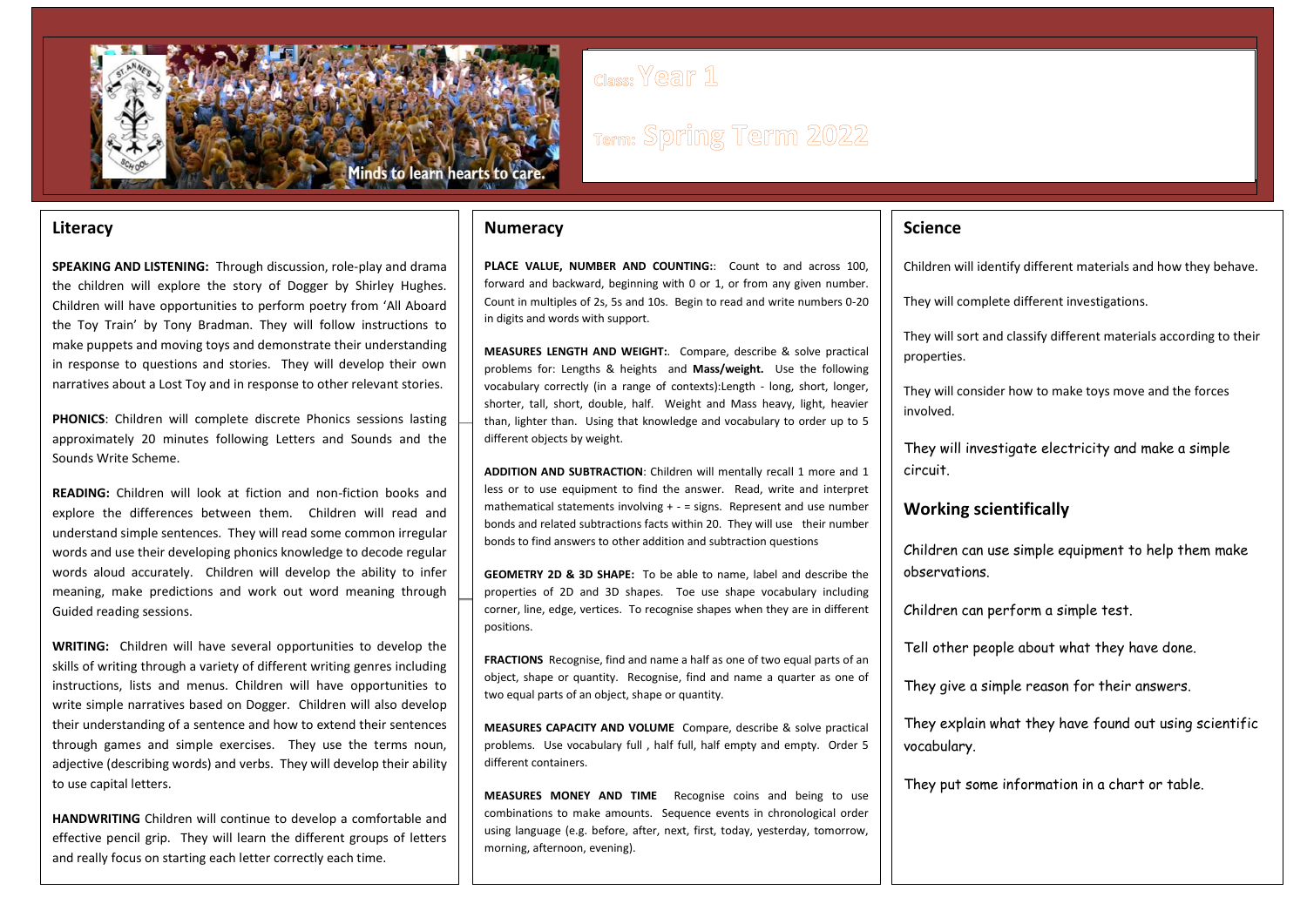Minds to learn hearts to care.

**Class:** Year 1

**Term:** Spring Term 2022

## Literacy

**SPEAKING AND LISTENING:** Through discussion, role-play and drama the children will explore the story of Dogger by Shirley Hughes. Children will have opportunities to perform poetry from 'All Aboard the Toy Train' by Tony Bradman. They will follow instructions to make puppets and moving toys and demonstrate their understanding in response to questions and stories. They will develop their own narratives about a Lost Toy and in response to other relevant stories.

**PHONICS**: Children will complete discrete Phonics sessions lasting approximately 20 minutes following Letters and Sounds and the Sounds Write Scheme.

**READING:** Children will look at fiction and non-fiction books and explore the differences between them. Children will read and understand simple sentences. They will read some common irregular words and use their developing phonics knowledge to decode regular words aloud accurately. Children will develop the ability to infer meaning, make predictions and work out word meaning through Guided reading sessions.

**WRITING:** Children will have several opportunities to develop the skills of writing through a variety of different writing genres including instructions, lists and menus. Children will have opportunities to write simple narratives based on Dogger. Children will also develop their understanding of a sentence and how to extend their sentences through games and simple exercises. They use the terms noun, adjective (describing words) and verbs. They will develop their ability to use capital letters.

**HANDWRITING** Children will continue to develop a comfortable and effective pencil grip. They will learn the different groups of letters and really focus on starting each letter correctly each time.

## Numeracy

**PLACE VALUE, NUMBER AND COUNTING:**: Count to and across 100, forward and backward, beginning with 0 or 1, or from any given number. Count in multiples of 2s, 5s and 10s. Begin to read and write numbers 0-20 in digits and words with support.

**MEASURES LENGTH AND WEIGHT:**. Compare, describe & solve practical problems for: Lengths & heights and **Mass/weight.** Use the following vocabulary correctly (in a range of contexts):Length - long, short, longer, shorter, tall, short, double, half. Weight and Mass heavy, light, heavier than, lighter than. Using that knowledge and vocabulary to order up to 5 different objects by weight.

**ADDITION AND SUBTRACTION**: Children will mentally recall 1 more and 1 less or to use equipment to find the answer. Read, write and interpret mathematical statements involving + - = signs. Represent and use number bonds and related subtractions facts within 20. They will use their number bonds to find answers to other addition and subtraction questions

**GEOMETRY 2D & 3D SHAPE:** To be able to name, label and describe the properties of 2D and 3D shapes. Toe use shape vocabulary including corner, line, edge, vertices. To recognise shapes when they are in different positions.

**FRACTIONS** Recognise, find and name a half as one of two equal parts of an object, shape or quantity. Recognise, find and name a quarter as one of two equal parts of an object, shape or quantity.

**MEASURES CAPACITY AND VOLUME** Compare, describe & solve practical problems. Use vocabulary full , half full, half empty and empty. Order 5 different containers.

**MEASURES MONEY AND TIME** Recognise coins and being to use combinations to make amounts. Sequence events in chronological order using language (e.g. before, after, next, first, today, yesterday, tomorrow, morning, afternoon, evening).

## Science

Children will identify different materials and how they behave.

They will complete different investigations.

They will sort and classify different materials according to their properties.

They will consider how to make toys move and the forces involved.

They will investigate electricity and make a simple circuit.

## Working scientifically

Children can use simple equipment to help them make observations.

Children can perform a simple test.

Tell other people about what they have done.

They give a simple reason for their answers.

They explain what they have found out using scientific vocabulary.

They put some information in a chart or table.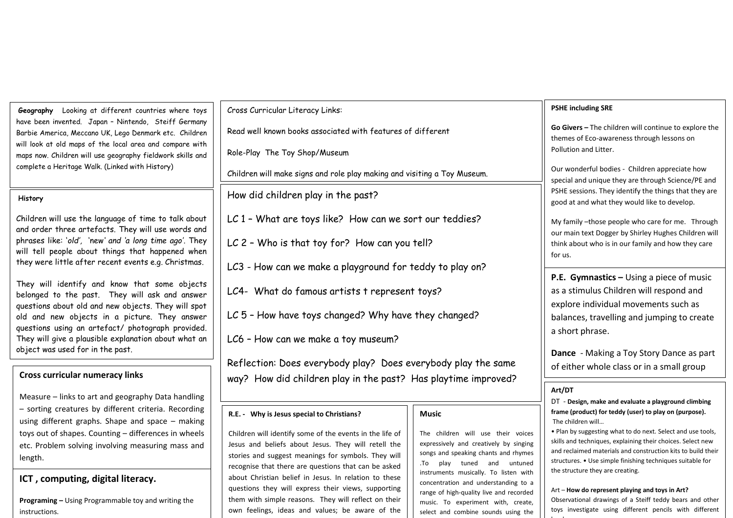**Geography** Looking at different countries where toys have been invented. Japan – Nintendo, Steiff Germany Barbie America, Meccano UK, Lego Denmark etc. Children will look at old maps of the local area and compare with maps now. Children will use geography fieldwork skills and complete a Heritage Walk. (Linked with History)

**History**

Children will use the language of time to talk about and order three artefacts. They will use words and phrases like: '*old*', '*new*' *and 'a long time ago'*. They will tell people about things that happened when they were little after recent events e.g. Christmas.

They will identify and know that some objects belonged to the past. They will ask and answer questions about old and new objects. They will spot old and new objects in a picture. They answer questions using an artefact/ photograph provided. They will give a plausible explanation about what an object was used for in the past.

**Cross curricular numeracy links**

Measure – links to art and geography Data handling – sorting creatures by different criteria. Recording using different graphs. Shape and space – making toys out of shapes. Counting – differences in wheels etc. Problem solving involving measuring mass and length.

## ICT , computing, digital literacy.

**Programing –** Using Programmable toy and writing the instructions.

Cross Curricular Literacy Links:

Read well known books associated with features of different

Role-Play The Toy Shop/Museum

Children will make signs and role play making and visiting a Toy Museum.

How did children play in the past?

LC 1 – What are toys like? How can we sort our teddies?

LC 2 – Who is that toy for? How can you tell?

LC3 - How can we make a playground for teddy to play on?

LC4- What do famous artists t represent toys?

LC 5 – How have toys changed? Why have they changed?

LC6 – How can we make a toy museum?

Reflection: Does everybody play? Does everybody play the same way? How did children play in the past? Has playtime improved?

**R.E. - Why is Jesus special to Christians?**

Children will identify some of the events in the life of Jesus and beliefs about Jesus. They will retell the stories and suggest meanings for symbols. They will recognise that there are questions that can be asked about Christian belief in Jesus. In relation to these questions they will express their views, supporting them with simple reasons. They will reflect on their own feelings, ideas and values; be aware of the

**Music**

The children will use their voices expressively and creatively by singing songs and speaking chants and rhymes .To play tuned and untuned instruments musically. To listen with concentration and understanding to a range of high-quality live and recorded music. To experiment with, create, select and combine sounds using the

**PSHE including SRE**

**Go Givers –** The children will continue to explore the themes of Eco-awareness through lessons on Pollution and Litter.

Our wonderful bodies - Children appreciate how special and unique they are through Science/PE and PSHE sessions. They identify the things that they are good at and what they would like to develop.

My family –those people who care for me. Through our main text Dogger by Shirley Hughes Children will think about who is in our family and how they care for us.

**P.E. Gymnastics –** Using a piece of music as a stimulus Children will respond and explore individual movements such as balances, travelling and jumping to create a short phrase.

**Dance** - Making a Toy Story Dance as part of either whole class or in a small group

**Art/DT**

DT - **Design, make and evaluate a playground climbing frame (product) for teddy (user) to play on (purpose).**
The children will…

• Plan by suggesting what to do next. Select and use tools, skills and techniques, explaining their choices. Select new and reclaimed materials and construction kits to build their structures. • Use simple finishing techniques suitable for the structure they are creating.

Art – **How do represent playing and toys in Art?**
Observational drawings of a Steiff teddy bears and other toys investigate using different pencils with different